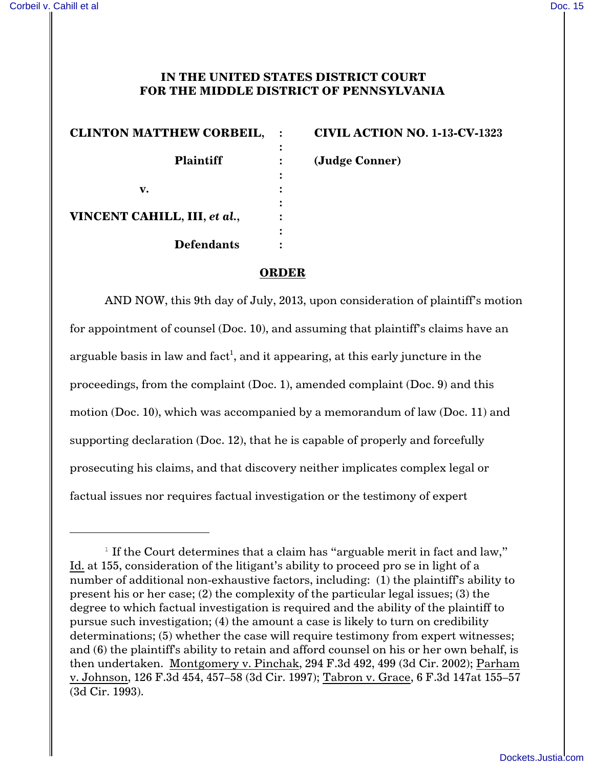# IN THE UNITED STATES DISTRICT COURT FOR THE MIDDLE DISTRICT OF PENNSYLVANIA

| | | |
|---|---|---|
| **CLINTON MATTHEW CORBEIL,** | : | **CIVIL ACTION NO. 1-13-CV-1323** |
| **Plaintiff** | : | **(Judge Conner)** |
| **v.** | : | |
| **VINCENT CAHILL, III,** ***et al.*****,** | : | |
| **Defendants** | : | |

## ORDER

AND NOW, this 9th day of July, 2013, upon consideration of plaintiff's motion for appointment of counsel (Doc. 10), and assuming that plaintiff's claims have an arguable basis in law and fact[1], and it appearing, at this early juncture in the proceedings, from the complaint (Doc. 1), amended complaint (Doc. 9) and this motion (Doc. 10), which was accompanied by a memorandum of law (Doc. 11) and supporting declaration (Doc. 12), that he is capable of properly and forcefully prosecuting his claims, and that discovery neither implicates complex legal or factual issues nor requires factual investigation or the testimony of expert

---

[1] If the Court determines that a claim has "arguable merit in fact and law," Id. at 155, consideration of the litigant's ability to proceed pro se in light of a number of additional non-exhaustive factors, including: (1) the plaintiff's ability to present his or her case; (2) the complexity of the particular legal issues; (3) the degree to which factual investigation is required and the ability of the plaintiff to pursue such investigation; (4) the amount a case is likely to turn on credibility determinations; (5) whether the case will require testimony from expert witnesses; and (6) the plaintiff's ability to retain and afford counsel on his or her own behalf, is then undertaken. Montgomery v. Pinchak, 294 F.3d 492, 499 (3d Cir. 2002); Parham v. Johnson, 126 F.3d 454, 457–58 (3d Cir. 1997); Tabron v. Grace, 6 F.3d 147at 155–57 (3d Cir. 1993).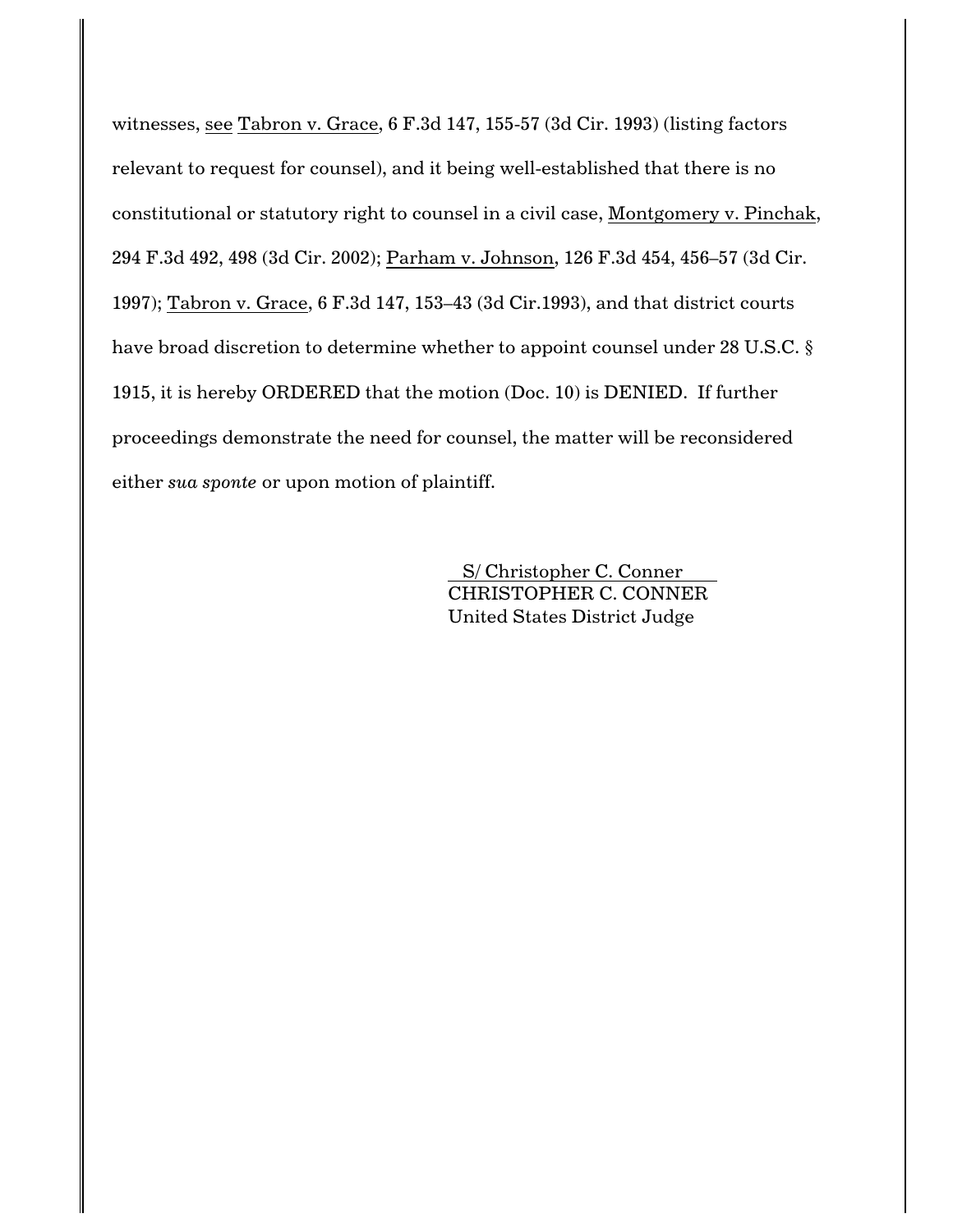witnesses, see Tabron v. Grace, 6 F.3d 147, 155-57 (3d Cir. 1993) (listing factors relevant to request for counsel), and it being well-established that there is no constitutional or statutory right to counsel in a civil case, Montgomery v. Pinchak, 294 F.3d 492, 498 (3d Cir. 2002); Parham v. Johnson, 126 F.3d 454, 456–57 (3d Cir. 1997); Tabron v. Grace, 6 F.3d 147, 153–43 (3d Cir.1993), and that district courts have broad discretion to determine whether to appoint counsel under 28 U.S.C. § 1915, it is hereby ORDERED that the motion (Doc. 10) is DENIED. If further proceedings demonstrate the need for counsel, the matter will be reconsidered either *sua sponte* or upon motion of plaintiff.

S/ Christopher C. Conner
CHRISTOPHER C. CONNER
United States District Judge